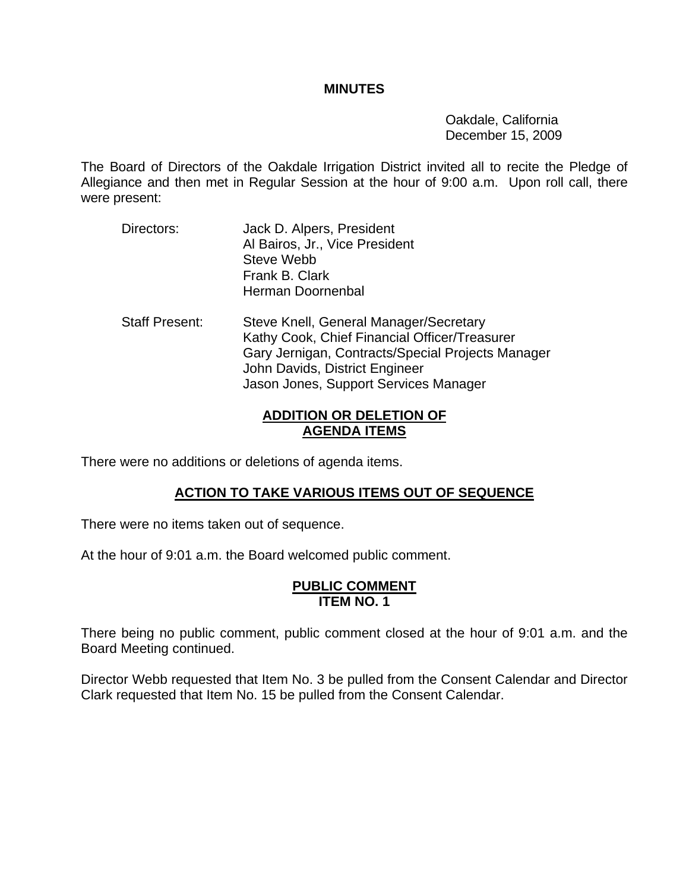# MINUTES

Oakdale, California
December 15, 2009

The Board of Directors of the Oakdale Irrigation District invited all to recite the Pledge of Allegiance and then met in Regular Session at the hour of 9:00 a.m. Upon roll call, there were present:

Directors:
- Jack D. Alpers, President
- Al Bairos, Jr., Vice President
- Steve Webb
- Frank B. Clark
- Herman Doornenbal

Staff Present:
- Steve Knell, General Manager/Secretary
- Kathy Cook, Chief Financial Officer/Treasurer
- Gary Jernigan, Contracts/Special Projects Manager
- John Davids, District Engineer
- Jason Jones, Support Services Manager

## ADDITION OR DELETION OF AGENDA ITEMS

There were no additions or deletions of agenda items.

## ACTION TO TAKE VARIOUS ITEMS OUT OF SEQUENCE

There were no items taken out of sequence.

At the hour of 9:01 a.m. the Board welcomed public comment.

## PUBLIC COMMENT ITEM NO. 1

There being no public comment, public comment closed at the hour of 9:01 a.m. and the Board Meeting continued.

Director Webb requested that Item No. 3 be pulled from the Consent Calendar and Director Clark requested that Item No. 15 be pulled from the Consent Calendar.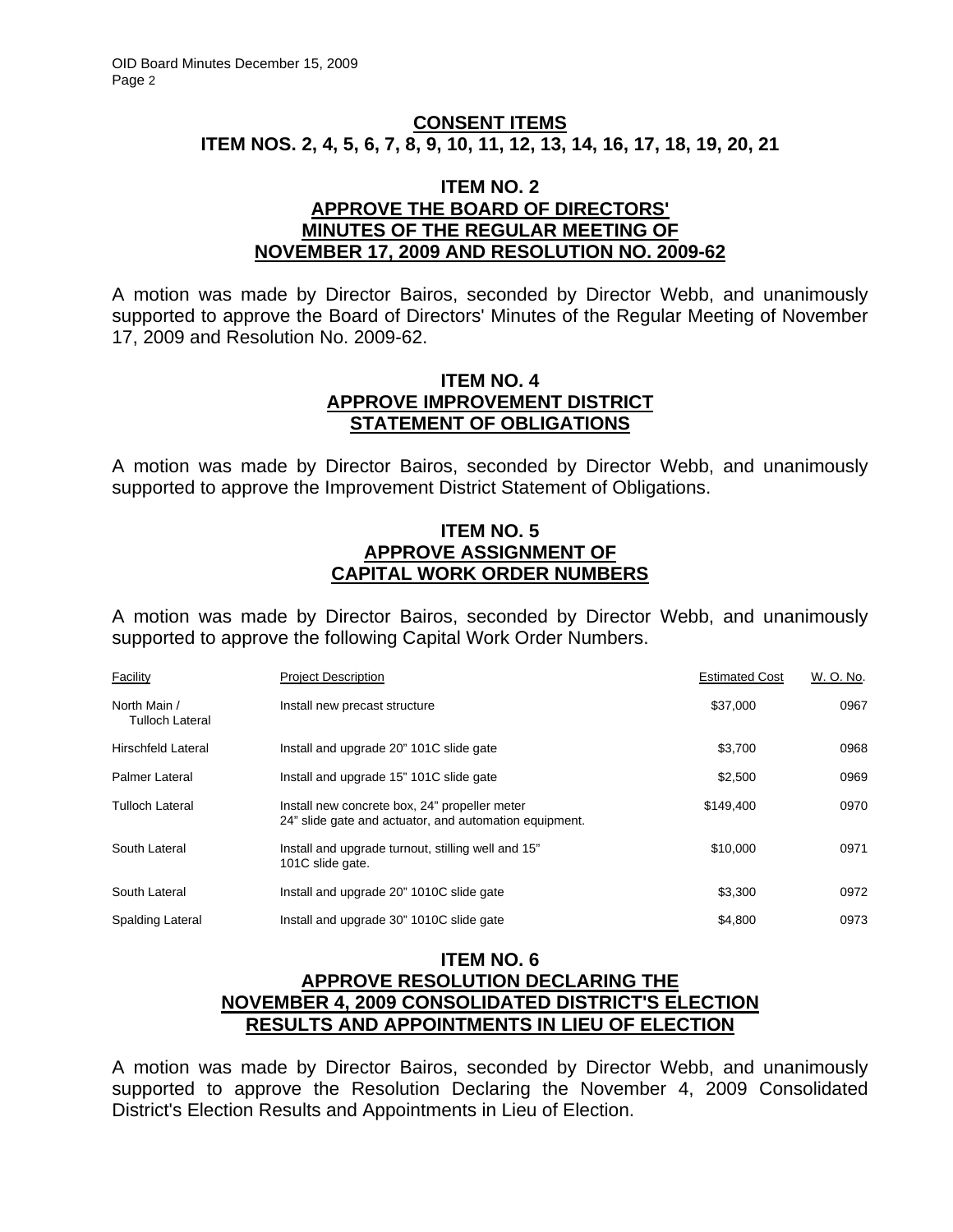## CONSENT ITEMS
## ITEM NOS. 2, 4, 5, 6, 7, 8, 9, 10, 11, 12, 13, 14, 16, 17, 18, 19, 20, 21

### ITEM NO. 2
### APPROVE THE BOARD OF DIRECTORS' MINUTES OF THE REGULAR MEETING OF NOVEMBER 17, 2009 AND RESOLUTION NO. 2009-62

A motion was made by Director Bairos, seconded by Director Webb, and unanimously supported to approve the Board of Directors' Minutes of the Regular Meeting of November 17, 2009 and Resolution No. 2009-62.

### ITEM NO. 4
### APPROVE IMPROVEMENT DISTRICT STATEMENT OF OBLIGATIONS

A motion was made by Director Bairos, seconded by Director Webb, and unanimously supported to approve the Improvement District Statement of Obligations.

### ITEM NO. 5
### APPROVE ASSIGNMENT OF CAPITAL WORK ORDER NUMBERS

A motion was made by Director Bairos, seconded by Director Webb, and unanimously supported to approve the following Capital Work Order Numbers.

| Facility | Project Description | Estimated Cost | W. O. No. |
|---|---|---|---|
| North Main / Tulloch Lateral | Install new precast structure | $37,000 | 0967 |
| Hirschfeld Lateral | Install and upgrade 20" 101C slide gate | $3,700 | 0968 |
| Palmer Lateral | Install and upgrade 15" 101C slide gate | $2,500 | 0969 |
| Tulloch Lateral | Install new concrete box, 24" propeller meter 24" slide gate and actuator, and automation equipment. | $149,400 | 0970 |
| South Lateral | Install and upgrade turnout, stilling well and 15" 101C slide gate. | $10,000 | 0971 |
| South Lateral | Install and upgrade 20" 1010C slide gate | $3,300 | 0972 |
| Spalding Lateral | Install and upgrade 30" 1010C slide gate | $4,800 | 0973 |

### ITEM NO. 6
### APPROVE RESOLUTION DECLARING THE NOVEMBER 4, 2009 CONSOLIDATED DISTRICT'S ELECTION RESULTS AND APPOINTMENTS IN LIEU OF ELECTION

A motion was made by Director Bairos, seconded by Director Webb, and unanimously supported to approve the Resolution Declaring the November 4, 2009 Consolidated District's Election Results and Appointments in Lieu of Election.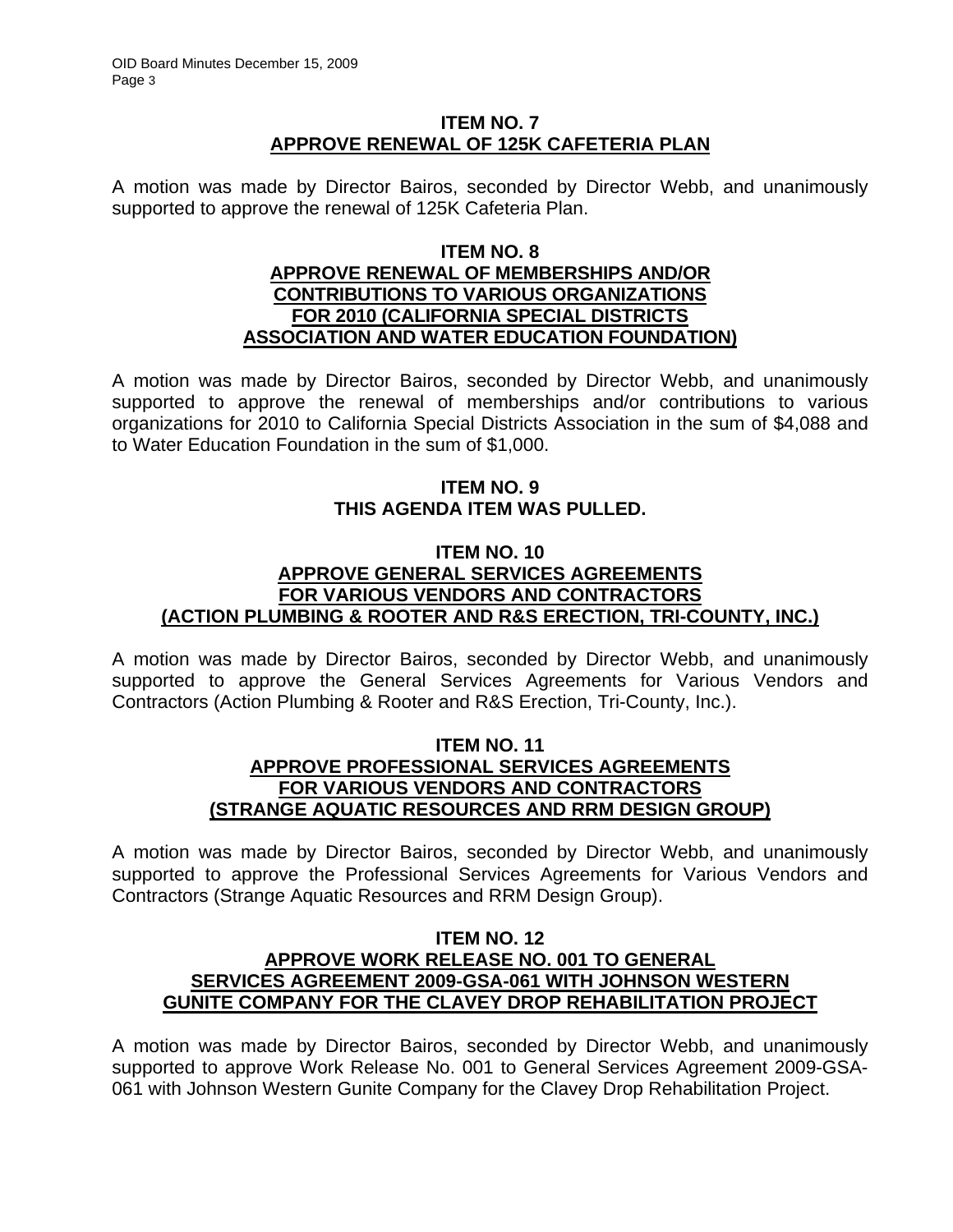**ITEM NO. 7**
**APPROVE RENEWAL OF 125K CAFETERIA PLAN**

A motion was made by Director Bairos, seconded by Director Webb, and unanimously supported to approve the renewal of 125K Cafeteria Plan.

**ITEM NO. 8**
**APPROVE RENEWAL OF MEMBERSHIPS AND/OR CONTRIBUTIONS TO VARIOUS ORGANIZATIONS FOR 2010 (CALIFORNIA SPECIAL DISTRICTS ASSOCIATION AND WATER EDUCATION FOUNDATION)**

A motion was made by Director Bairos, seconded by Director Webb, and unanimously supported to approve the renewal of memberships and/or contributions to various organizations for 2010 to California Special Districts Association in the sum of $4,088 and to Water Education Foundation in the sum of $1,000.

**ITEM NO. 9**
**THIS AGENDA ITEM WAS PULLED.**

**ITEM NO. 10**
**APPROVE GENERAL SERVICES AGREEMENTS FOR VARIOUS VENDORS AND CONTRACTORS (ACTION PLUMBING & ROOTER AND R&S ERECTION, TRI-COUNTY, INC.)**

A motion was made by Director Bairos, seconded by Director Webb, and unanimously supported to approve the General Services Agreements for Various Vendors and Contractors (Action Plumbing & Rooter and R&S Erection, Tri-County, Inc.).

**ITEM NO. 11**
**APPROVE PROFESSIONAL SERVICES AGREEMENTS FOR VARIOUS VENDORS AND CONTRACTORS (STRANGE AQUATIC RESOURCES AND RRM DESIGN GROUP)**

A motion was made by Director Bairos, seconded by Director Webb, and unanimously supported to approve the Professional Services Agreements for Various Vendors and Contractors (Strange Aquatic Resources and RRM Design Group).

**ITEM NO. 12**
**APPROVE WORK RELEASE NO. 001 TO GENERAL SERVICES AGREEMENT 2009-GSA-061 WITH JOHNSON WESTERN GUNITE COMPANY FOR THE CLAVEY DROP REHABILITATION PROJECT**

A motion was made by Director Bairos, seconded by Director Webb, and unanimously supported to approve Work Release No. 001 to General Services Agreement 2009-GSA-061 with Johnson Western Gunite Company for the Clavey Drop Rehabilitation Project.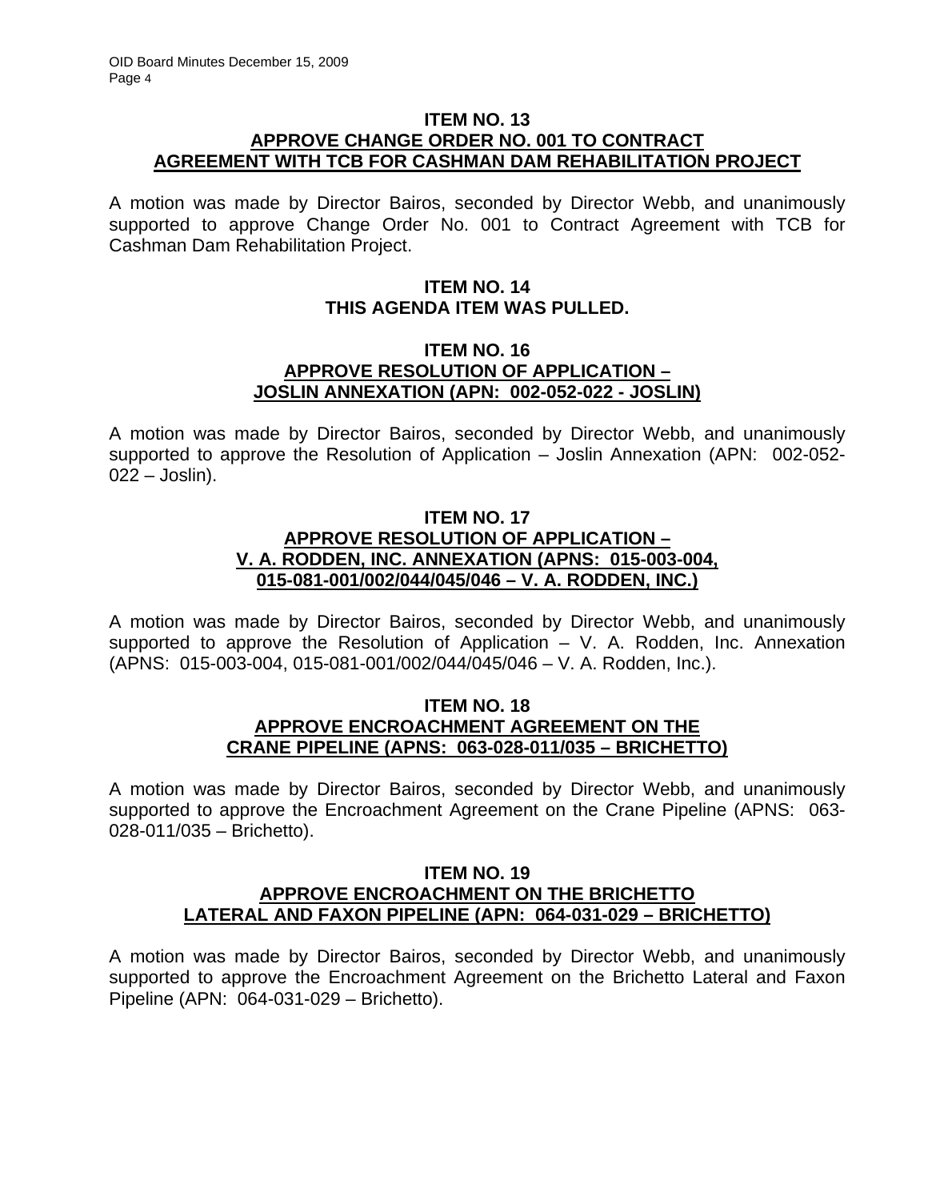## ITEM NO. 13
## APPROVE CHANGE ORDER NO. 001 TO CONTRACT AGREEMENT WITH TCB FOR CASHMAN DAM REHABILITATION PROJECT

A motion was made by Director Bairos, seconded by Director Webb, and unanimously supported to approve Change Order No. 001 to Contract Agreement with TCB for Cashman Dam Rehabilitation Project.

## ITEM NO. 14
## THIS AGENDA ITEM WAS PULLED.

## ITEM NO. 16
## APPROVE RESOLUTION OF APPLICATION – JOSLIN ANNEXATION (APN: 002-052-022 - JOSLIN)

A motion was made by Director Bairos, seconded by Director Webb, and unanimously supported to approve the Resolution of Application – Joslin Annexation (APN: 002-052-022 – Joslin).

## ITEM NO. 17
## APPROVE RESOLUTION OF APPLICATION – V. A. RODDEN, INC. ANNEXATION (APNS: 015-003-004, 015-081-001/002/044/045/046 – V. A. RODDEN, INC.)

A motion was made by Director Bairos, seconded by Director Webb, and unanimously supported to approve the Resolution of Application – V. A. Rodden, Inc. Annexation (APNS: 015-003-004, 015-081-001/002/044/045/046 – V. A. Rodden, Inc.).

## ITEM NO. 18
## APPROVE ENCROACHMENT AGREEMENT ON THE CRANE PIPELINE (APNS: 063-028-011/035 – BRICHETTO)

A motion was made by Director Bairos, seconded by Director Webb, and unanimously supported to approve the Encroachment Agreement on the Crane Pipeline (APNS: 063-028-011/035 – Brichetto).

## ITEM NO. 19
## APPROVE ENCROACHMENT ON THE BRICHETTO LATERAL AND FAXON PIPELINE (APN: 064-031-029 – BRICHETTO)

A motion was made by Director Bairos, seconded by Director Webb, and unanimously supported to approve the Encroachment Agreement on the Brichetto Lateral and Faxon Pipeline (APN: 064-031-029 – Brichetto).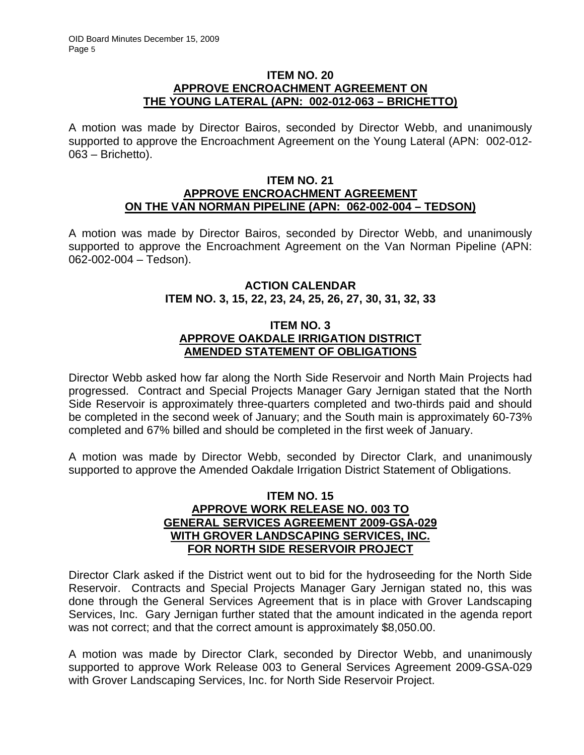### ITEM NO. 20
### APPROVE ENCROACHMENT AGREEMENT ON THE YOUNG LATERAL (APN: 002-012-063 – BRICHETTO)

A motion was made by Director Bairos, seconded by Director Webb, and unanimously supported to approve the Encroachment Agreement on the Young Lateral (APN: 002-012-063 – Brichetto).

### ITEM NO. 21
### APPROVE ENCROACHMENT AGREEMENT ON THE VAN NORMAN PIPELINE (APN: 062-002-004 – TEDSON)

A motion was made by Director Bairos, seconded by Director Webb, and unanimously supported to approve the Encroachment Agreement on the Van Norman Pipeline (APN: 062-002-004 – Tedson).

## ACTION CALENDAR
## ITEM NO. 3, 15, 22, 23, 24, 25, 26, 27, 30, 31, 32, 33

### ITEM NO. 3
### APPROVE OAKDALE IRRIGATION DISTRICT AMENDED STATEMENT OF OBLIGATIONS

Director Webb asked how far along the North Side Reservoir and North Main Projects had progressed. Contract and Special Projects Manager Gary Jernigan stated that the North Side Reservoir is approximately three-quarters completed and two-thirds paid and should be completed in the second week of January; and the South main is approximately 60-73% completed and 67% billed and should be completed in the first week of January.

A motion was made by Director Webb, seconded by Director Clark, and unanimously supported to approve the Amended Oakdale Irrigation District Statement of Obligations.

### ITEM NO. 15
### APPROVE WORK RELEASE NO. 003 TO GENERAL SERVICES AGREEMENT 2009-GSA-029 WITH GROVER LANDSCAPING SERVICES, INC. FOR NORTH SIDE RESERVOIR PROJECT

Director Clark asked if the District went out to bid for the hydroseeding for the North Side Reservoir. Contracts and Special Projects Manager Gary Jernigan stated no, this was done through the General Services Agreement that is in place with Grover Landscaping Services, Inc. Gary Jernigan further stated that the amount indicated in the agenda report was not correct; and that the correct amount is approximately $8,050.00.

A motion was made by Director Clark, seconded by Director Webb, and unanimously supported to approve Work Release 003 to General Services Agreement 2009-GSA-029 with Grover Landscaping Services, Inc. for North Side Reservoir Project.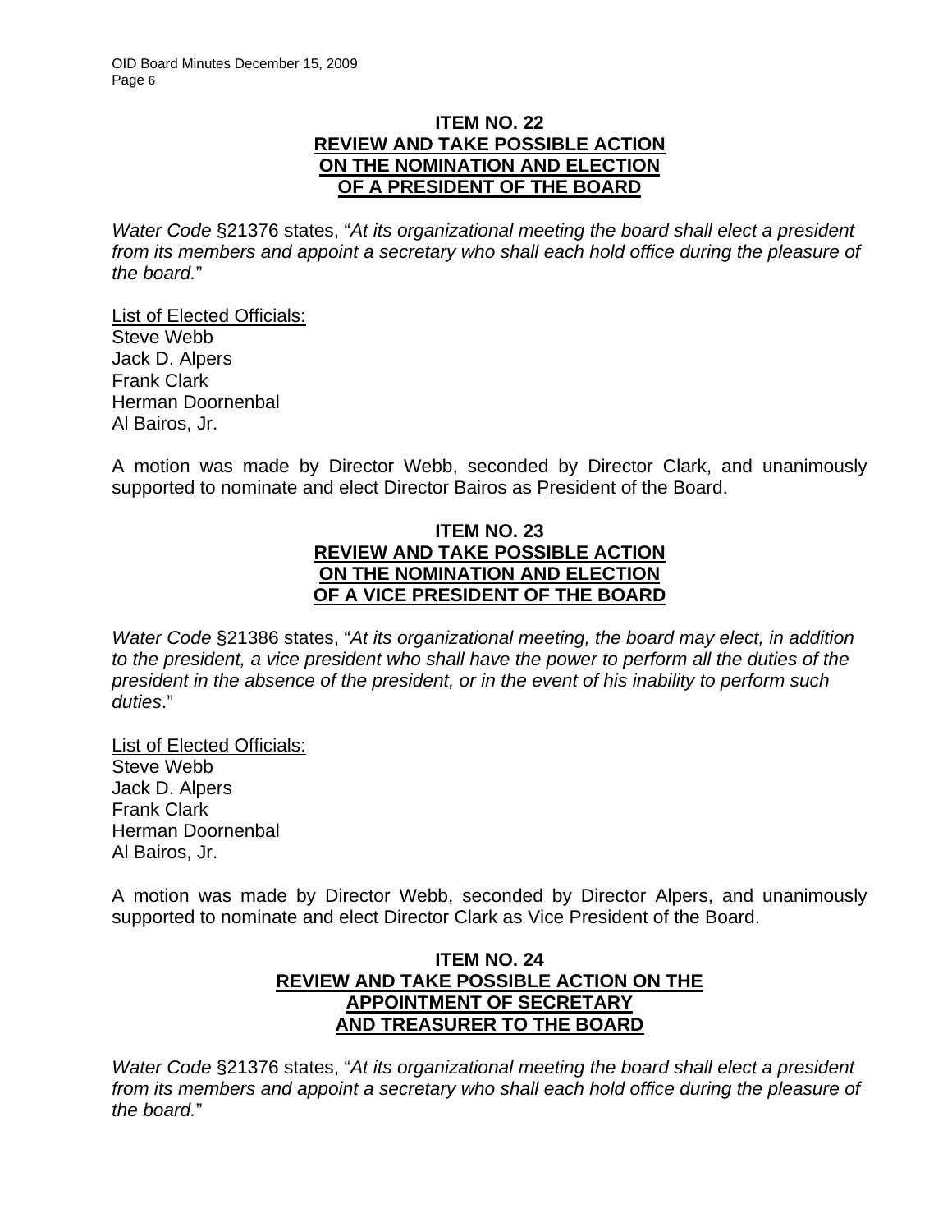### ITEM NO. 22
### REVIEW AND TAKE POSSIBLE ACTION ON THE NOMINATION AND ELECTION OF A PRESIDENT OF THE BOARD

*Water Code* §21376 states, "*At its organizational meeting the board shall elect a president from its members and appoint a secretary who shall each hold office during the pleasure of the board.*"

List of Elected Officials:
Steve Webb
Jack D. Alpers
Frank Clark
Herman Doornenbal
Al Bairos, Jr.

A motion was made by Director Webb, seconded by Director Clark, and unanimously supported to nominate and elect Director Bairos as President of the Board.

### ITEM NO. 23
### REVIEW AND TAKE POSSIBLE ACTION ON THE NOMINATION AND ELECTION OF A VICE PRESIDENT OF THE BOARD

*Water Code* §21386 states, "*At its organizational meeting, the board may elect, in addition to the president, a vice president who shall have the power to perform all the duties of the president in the absence of the president, or in the event of his inability to perform such duties*."

List of Elected Officials:
Steve Webb
Jack D. Alpers
Frank Clark
Herman Doornenbal
Al Bairos, Jr.

A motion was made by Director Webb, seconded by Director Alpers, and unanimously supported to nominate and elect Director Clark as Vice President of the Board.

### ITEM NO. 24
### REVIEW AND TAKE POSSIBLE ACTION ON THE APPOINTMENT OF SECRETARY AND TREASURER TO THE BOARD

*Water Code* §21376 states, "*At its organizational meeting the board shall elect a president from its members and appoint a secretary who shall each hold office during the pleasure of the board.*"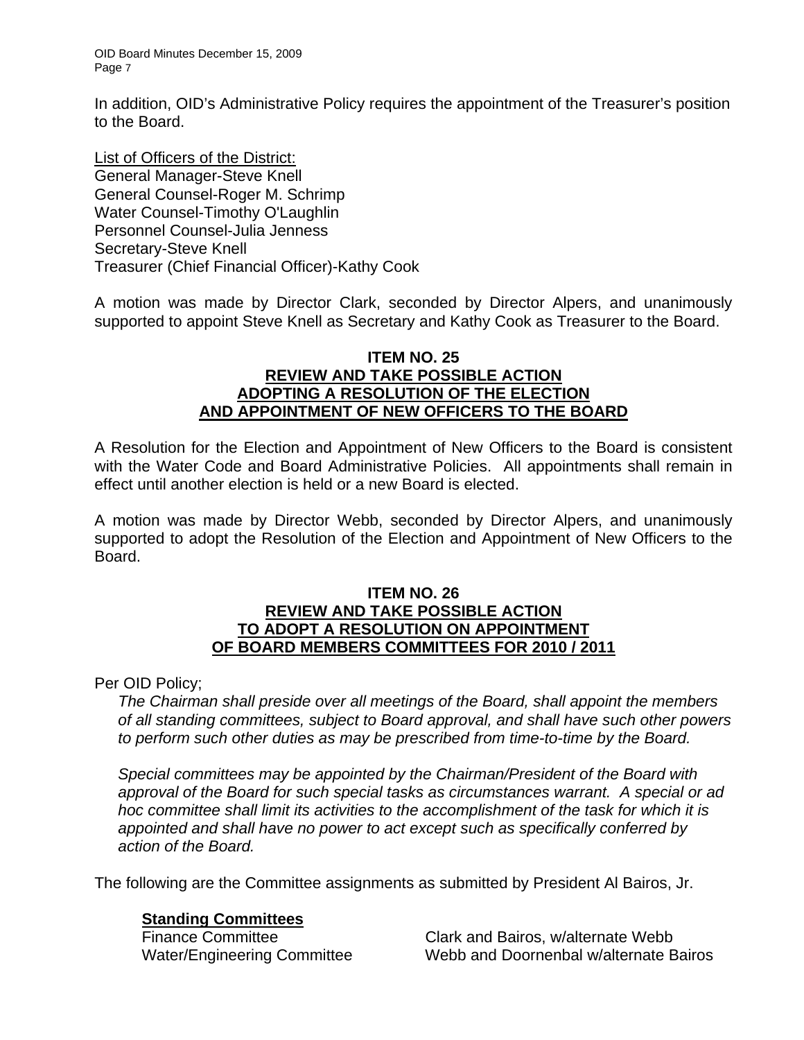In addition, OID's Administrative Policy requires the appointment of the Treasurer's position to the Board.

List of Officers of the District:
General Manager-Steve Knell
General Counsel-Roger M. Schrimp
Water Counsel-Timothy O'Laughlin
Personnel Counsel-Julia Jenness
Secretary-Steve Knell
Treasurer (Chief Financial Officer)-Kathy Cook

A motion was made by Director Clark, seconded by Director Alpers, and unanimously supported to appoint Steve Knell as Secretary and Kathy Cook as Treasurer to the Board.

**ITEM NO. 25**
**REVIEW AND TAKE POSSIBLE ACTION ADOPTING A RESOLUTION OF THE ELECTION AND APPOINTMENT OF NEW OFFICERS TO THE BOARD**

A Resolution for the Election and Appointment of New Officers to the Board is consistent with the Water Code and Board Administrative Policies. All appointments shall remain in effect until another election is held or a new Board is elected.

A motion was made by Director Webb, seconded by Director Alpers, and unanimously supported to adopt the Resolution of the Election and Appointment of New Officers to the Board.

**ITEM NO. 26**
**REVIEW AND TAKE POSSIBLE ACTION TO ADOPT A RESOLUTION ON APPOINTMENT OF BOARD MEMBERS COMMITTEES FOR 2010 / 2011**

Per OID Policy;

*The Chairman shall preside over all meetings of the Board, shall appoint the members of all standing committees, subject to Board approval, and shall have such other powers to perform such other duties as may be prescribed from time-to-time by the Board.*

*Special committees may be appointed by the Chairman/President of the Board with approval of the Board for such special tasks as circumstances warrant. A special or ad hoc committee shall limit its activities to the accomplishment of the task for which it is appointed and shall have no power to act except such as specifically conferred by action of the Board.*

The following are the Committee assignments as submitted by President Al Bairos, Jr.

**Standing Committees**

| | |
|---|---|
| Finance Committee | Clark and Bairos, w/alternate Webb |
| Water/Engineering Committee | Webb and Doornenbal w/alternate Bairos |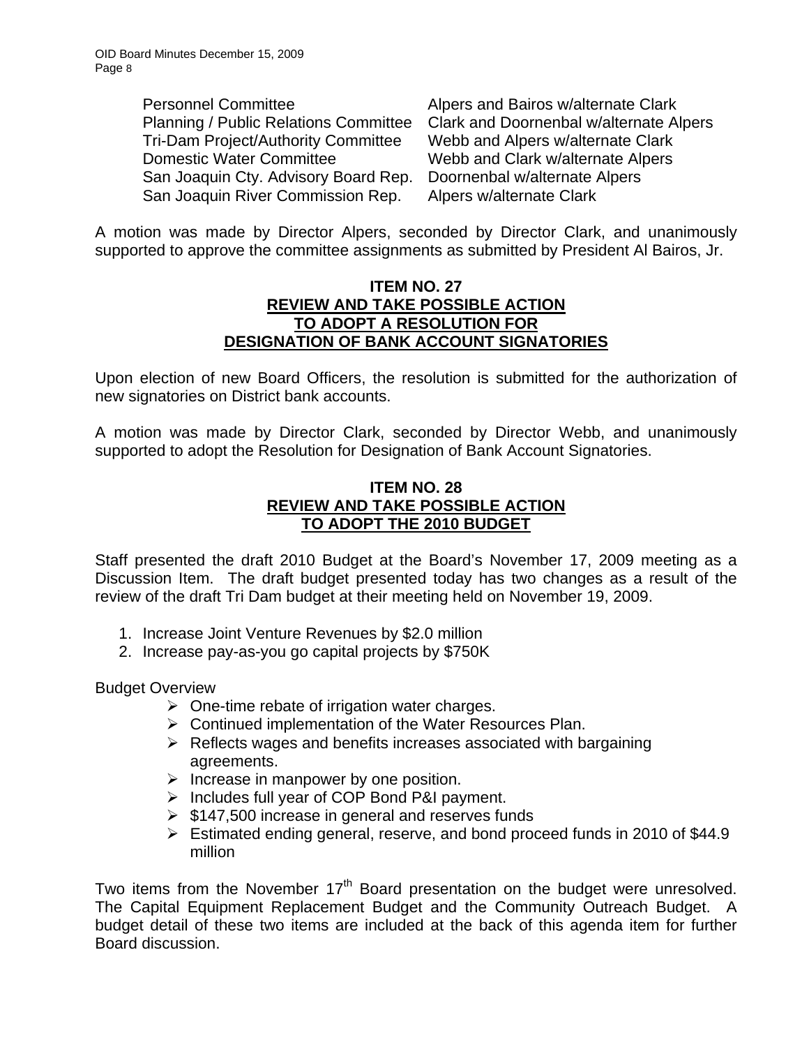| | |
|---|---|
| Personnel Committee | Alpers and Bairos w/alternate Clark |
| Planning / Public Relations Committee | Clark and Doornenbal w/alternate Alpers |
| Tri-Dam Project/Authority Committee | Webb and Alpers w/alternate Clark |
| Domestic Water Committee | Webb and Clark w/alternate Alpers |
| San Joaquin Cty. Advisory Board Rep. | Doornenbal w/alternate Alpers |
| San Joaquin River Commission Rep. | Alpers w/alternate Clark |

A motion was made by Director Alpers, seconded by Director Clark, and unanimously supported to approve the committee assignments as submitted by President Al Bairos, Jr.

## ITEM NO. 27
## REVIEW AND TAKE POSSIBLE ACTION TO ADOPT A RESOLUTION FOR DESIGNATION OF BANK ACCOUNT SIGNATORIES

Upon election of new Board Officers, the resolution is submitted for the authorization of new signatories on District bank accounts.

A motion was made by Director Clark, seconded by Director Webb, and unanimously supported to adopt the Resolution for Designation of Bank Account Signatories.

## ITEM NO. 28
## REVIEW AND TAKE POSSIBLE ACTION TO ADOPT THE 2010 BUDGET

Staff presented the draft 2010 Budget at the Board's November 17, 2009 meeting as a Discussion Item. The draft budget presented today has two changes as a result of the review of the draft Tri Dam budget at their meeting held on November 19, 2009.

1. Increase Joint Venture Revenues by $2.0 million
2. Increase pay-as-you go capital projects by $750K

Budget Overview

- One-time rebate of irrigation water charges.
- Continued implementation of the Water Resources Plan.
- Reflects wages and benefits increases associated with bargaining agreements.
- Increase in manpower by one position.
- Includes full year of COP Bond P&I payment.
- $147,500 increase in general and reserves funds
- Estimated ending general, reserve, and bond proceed funds in 2010 of $44.9 million

Two items from the November 17th Board presentation on the budget were unresolved. The Capital Equipment Replacement Budget and the Community Outreach Budget. A budget detail of these two items are included at the back of this agenda item for further Board discussion.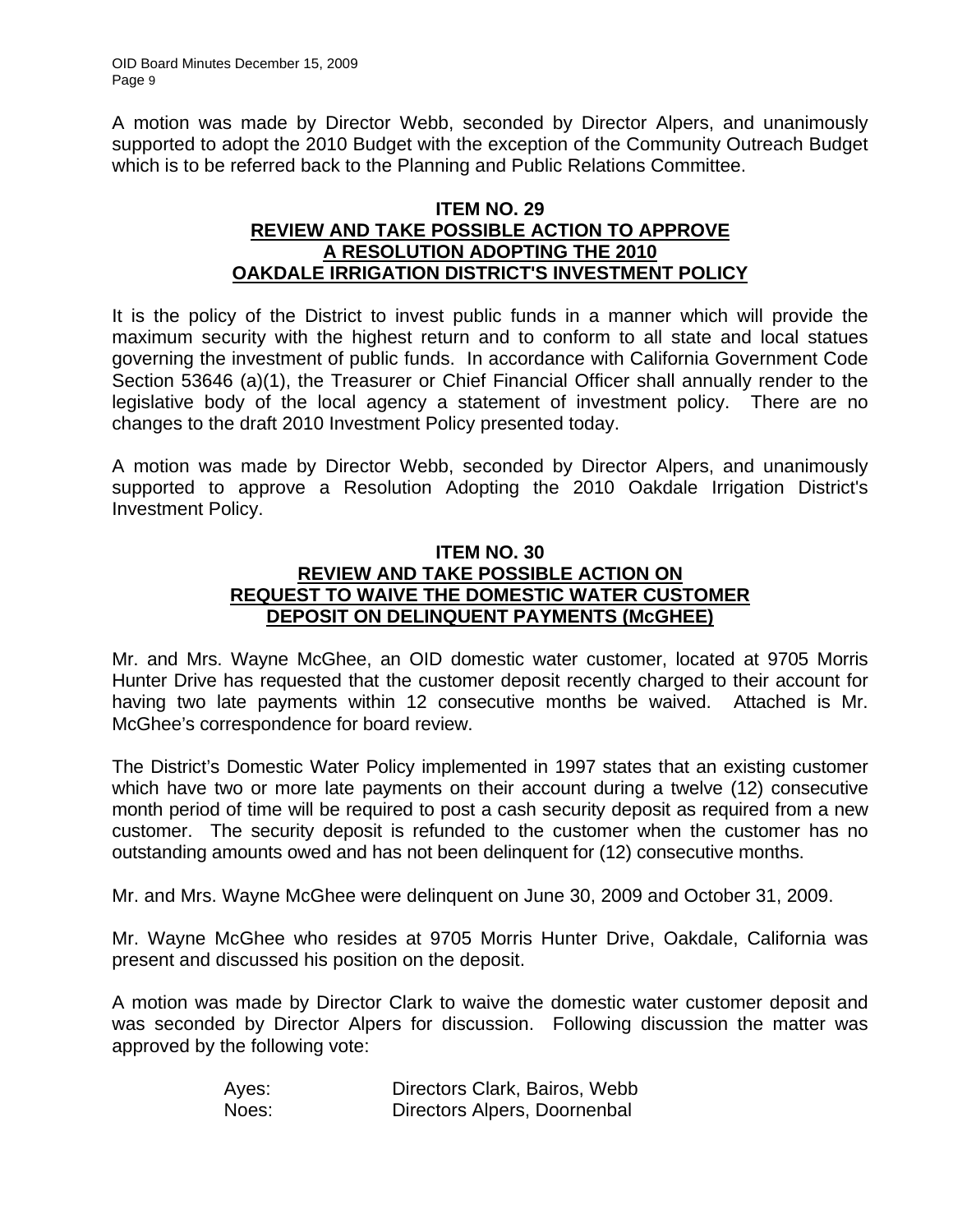A motion was made by Director Webb, seconded by Director Alpers, and unanimously supported to adopt the 2010 Budget with the exception of the Community Outreach Budget which is to be referred back to the Planning and Public Relations Committee.

## ITEM NO. 29
## REVIEW AND TAKE POSSIBLE ACTION TO APPROVE A RESOLUTION ADOPTING THE 2010 OAKDALE IRRIGATION DISTRICT'S INVESTMENT POLICY

It is the policy of the District to invest public funds in a manner which will provide the maximum security with the highest return and to conform to all state and local statues governing the investment of public funds. In accordance with California Government Code Section 53646 (a)(1), the Treasurer or Chief Financial Officer shall annually render to the legislative body of the local agency a statement of investment policy. There are no changes to the draft 2010 Investment Policy presented today.

A motion was made by Director Webb, seconded by Director Alpers, and unanimously supported to approve a Resolution Adopting the 2010 Oakdale Irrigation District's Investment Policy.

## ITEM NO. 30
## REVIEW AND TAKE POSSIBLE ACTION ON REQUEST TO WAIVE THE DOMESTIC WATER CUSTOMER DEPOSIT ON DELINQUENT PAYMENTS (McGHEE)

Mr. and Mrs. Wayne McGhee, an OID domestic water customer, located at 9705 Morris Hunter Drive has requested that the customer deposit recently charged to their account for having two late payments within 12 consecutive months be waived. Attached is Mr. McGhee's correspondence for board review.

The District's Domestic Water Policy implemented in 1997 states that an existing customer which have two or more late payments on their account during a twelve (12) consecutive month period of time will be required to post a cash security deposit as required from a new customer. The security deposit is refunded to the customer when the customer has no outstanding amounts owed and has not been delinquent for (12) consecutive months.

Mr. and Mrs. Wayne McGhee were delinquent on June 30, 2009 and October 31, 2009.

Mr. Wayne McGhee who resides at 9705 Morris Hunter Drive, Oakdale, California was present and discussed his position on the deposit.

A motion was made by Director Clark to waive the domestic water customer deposit and was seconded by Director Alpers for discussion. Following discussion the matter was approved by the following vote:

| | |
|---|---|
| Ayes: | Directors Clark, Bairos, Webb |
| Noes: | Directors Alpers, Doornenbal |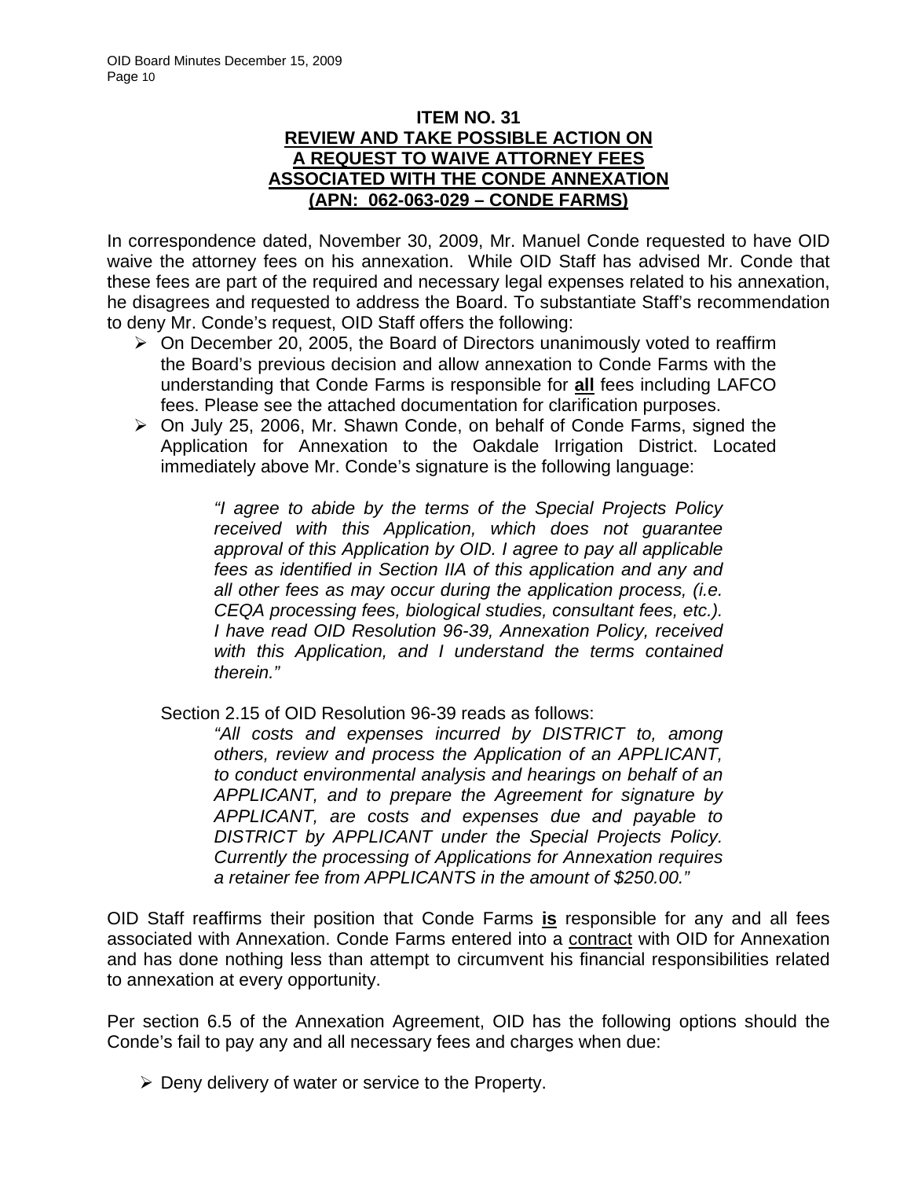## ITEM NO. 31
## REVIEW AND TAKE POSSIBLE ACTION ON A REQUEST TO WAIVE ATTORNEY FEES ASSOCIATED WITH THE CONDE ANNEXATION (APN: 062-063-029 – CONDE FARMS)

In correspondence dated, November 30, 2009, Mr. Manuel Conde requested to have OID waive the attorney fees on his annexation. While OID Staff has advised Mr. Conde that these fees are part of the required and necessary legal expenses related to his annexation, he disagrees and requested to address the Board. To substantiate Staff's recommendation to deny Mr. Conde's request, OID Staff offers the following:

- On December 20, 2005, the Board of Directors unanimously voted to reaffirm the Board's previous decision and allow annexation to Conde Farms with the understanding that Conde Farms is responsible for **all** fees including LAFCO fees. Please see the attached documentation for clarification purposes.
- On July 25, 2006, Mr. Shawn Conde, on behalf of Conde Farms, signed the Application for Annexation to the Oakdale Irrigation District. Located immediately above Mr. Conde's signature is the following language:

  > *"I agree to abide by the terms of the Special Projects Policy received with this Application, which does not guarantee approval of this Application by OID. I agree to pay all applicable fees as identified in Section IIA of this application and any and all other fees as may occur during the application process, (i.e. CEQA processing fees, biological studies, consultant fees, etc.). I have read OID Resolution 96-39, Annexation Policy, received with this Application, and I understand the terms contained therein."*

  Section 2.15 of OID Resolution 96-39 reads as follows:

  > *"All costs and expenses incurred by DISTRICT to, among others, review and process the Application of an APPLICANT, to conduct environmental analysis and hearings on behalf of an APPLICANT, and to prepare the Agreement for signature by APPLICANT, are costs and expenses due and payable to DISTRICT by APPLICANT under the Special Projects Policy. Currently the processing of Applications for Annexation requires a retainer fee from APPLICANTS in the amount of $250.00."*

OID Staff reaffirms their position that Conde Farms **is** responsible for any and all fees associated with Annexation. Conde Farms entered into a contract with OID for Annexation and has done nothing less than attempt to circumvent his financial responsibilities related to annexation at every opportunity.

Per section 6.5 of the Annexation Agreement, OID has the following options should the Conde's fail to pay any and all necessary fees and charges when due:

- Deny delivery of water or service to the Property.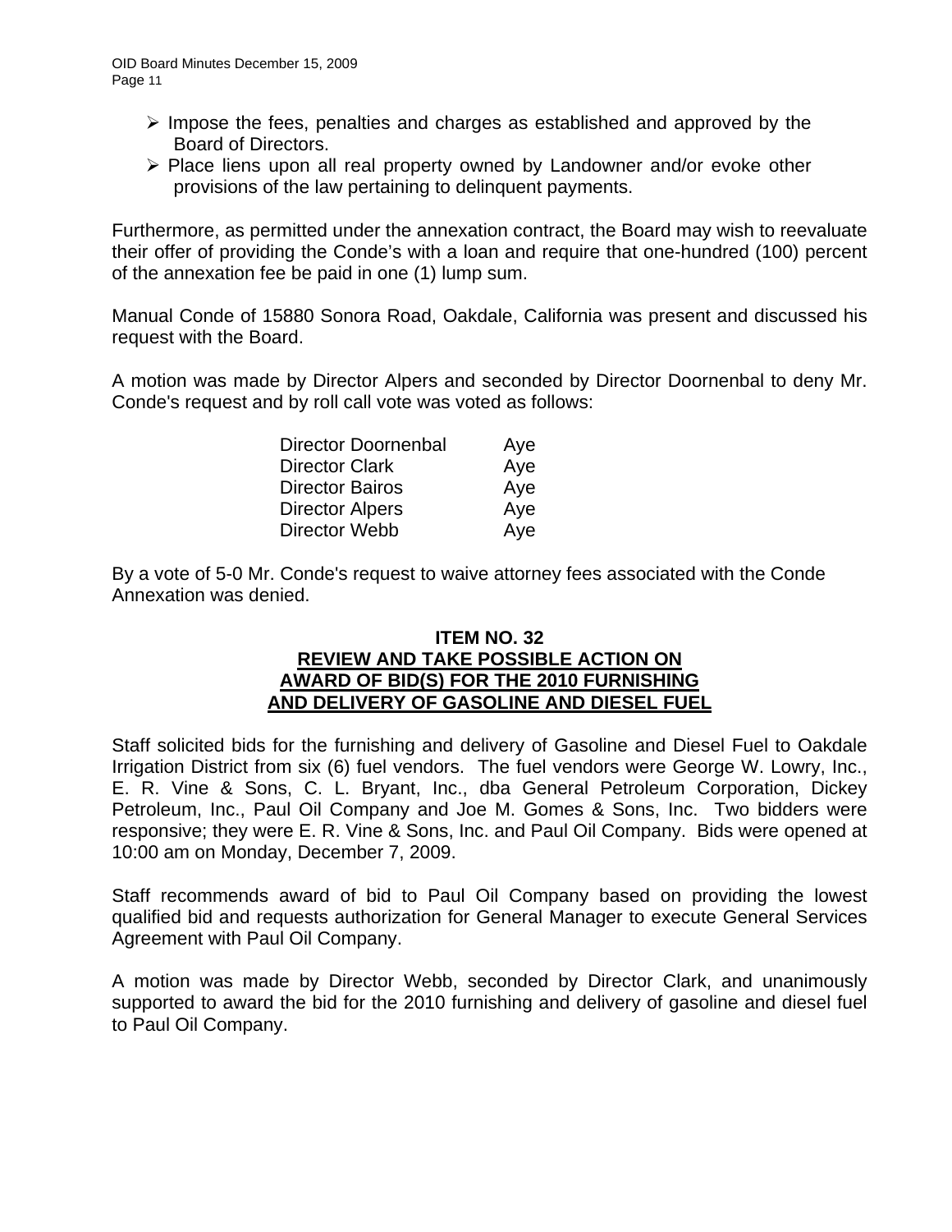- Impose the fees, penalties and charges as established and approved by the Board of Directors.
- Place liens upon all real property owned by Landowner and/or evoke other provisions of the law pertaining to delinquent payments.

Furthermore, as permitted under the annexation contract, the Board may wish to reevaluate their offer of providing the Conde's with a loan and require that one-hundred (100) percent of the annexation fee be paid in one (1) lump sum.

Manual Conde of 15880 Sonora Road, Oakdale, California was present and discussed his request with the Board.

A motion was made by Director Alpers and seconded by Director Doornenbal to deny Mr. Conde's request and by roll call vote was voted as follows:

| | |
|---|---|
| Director Doornenbal | Aye |
| Director Clark | Aye |
| Director Bairos | Aye |
| Director Alpers | Aye |
| Director Webb | Aye |

By a vote of 5-0 Mr. Conde's request to waive attorney fees associated with the Conde Annexation was denied.

### ITEM NO. 32
### REVIEW AND TAKE POSSIBLE ACTION ON AWARD OF BID(S) FOR THE 2010 FURNISHING AND DELIVERY OF GASOLINE AND DIESEL FUEL

Staff solicited bids for the furnishing and delivery of Gasoline and Diesel Fuel to Oakdale Irrigation District from six (6) fuel vendors. The fuel vendors were George W. Lowry, Inc., E. R. Vine & Sons, C. L. Bryant, Inc., dba General Petroleum Corporation, Dickey Petroleum, Inc., Paul Oil Company and Joe M. Gomes & Sons, Inc. Two bidders were responsive; they were E. R. Vine & Sons, Inc. and Paul Oil Company. Bids were opened at 10:00 am on Monday, December 7, 2009.

Staff recommends award of bid to Paul Oil Company based on providing the lowest qualified bid and requests authorization for General Manager to execute General Services Agreement with Paul Oil Company.

A motion was made by Director Webb, seconded by Director Clark, and unanimously supported to award the bid for the 2010 furnishing and delivery of gasoline and diesel fuel to Paul Oil Company.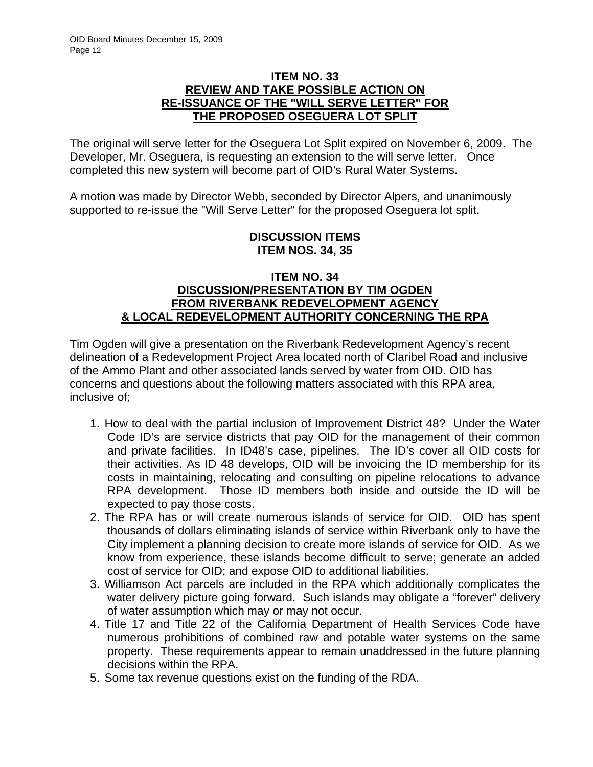### ITEM NO. 33
### REVIEW AND TAKE POSSIBLE ACTION ON RE-ISSUANCE OF THE "WILL SERVE LETTER" FOR THE PROPOSED OSEGUERA LOT SPLIT

The original will serve letter for the Oseguera Lot Split expired on November 6, 2009. The Developer, Mr. Oseguera, is requesting an extension to the will serve letter. Once completed this new system will become part of OID's Rural Water Systems.

A motion was made by Director Webb, seconded by Director Alpers, and unanimously supported to re-issue the "Will Serve Letter" for the proposed Oseguera lot split.

## DISCUSSION ITEMS
## ITEM NOS. 34, 35

### ITEM NO. 34
### DISCUSSION/PRESENTATION BY TIM OGDEN FROM RIVERBANK REDEVELOPMENT AGENCY & LOCAL REDEVELOPMENT AUTHORITY CONCERNING THE RPA

Tim Ogden will give a presentation on the Riverbank Redevelopment Agency's recent delineation of a Redevelopment Project Area located north of Claribel Road and inclusive of the Ammo Plant and other associated lands served by water from OID. OID has concerns and questions about the following matters associated with this RPA area, inclusive of;

1. How to deal with the partial inclusion of Improvement District 48? Under the Water Code ID's are service districts that pay OID for the management of their common and private facilities. In ID48's case, pipelines. The ID's cover all OID costs for their activities. As ID 48 develops, OID will be invoicing the ID membership for its costs in maintaining, relocating and consulting on pipeline relocations to advance RPA development. Those ID members both inside and outside the ID will be expected to pay those costs.
2. The RPA has or will create numerous islands of service for OID. OID has spent thousands of dollars eliminating islands of service within Riverbank only to have the City implement a planning decision to create more islands of service for OID. As we know from experience, these islands become difficult to serve; generate an added cost of service for OID; and expose OID to additional liabilities.
3. Williamson Act parcels are included in the RPA which additionally complicates the water delivery picture going forward. Such islands may obligate a "forever" delivery of water assumption which may or may not occur.
4. Title 17 and Title 22 of the California Department of Health Services Code have numerous prohibitions of combined raw and potable water systems on the same property. These requirements appear to remain unaddressed in the future planning decisions within the RPA.
5. Some tax revenue questions exist on the funding of the RDA.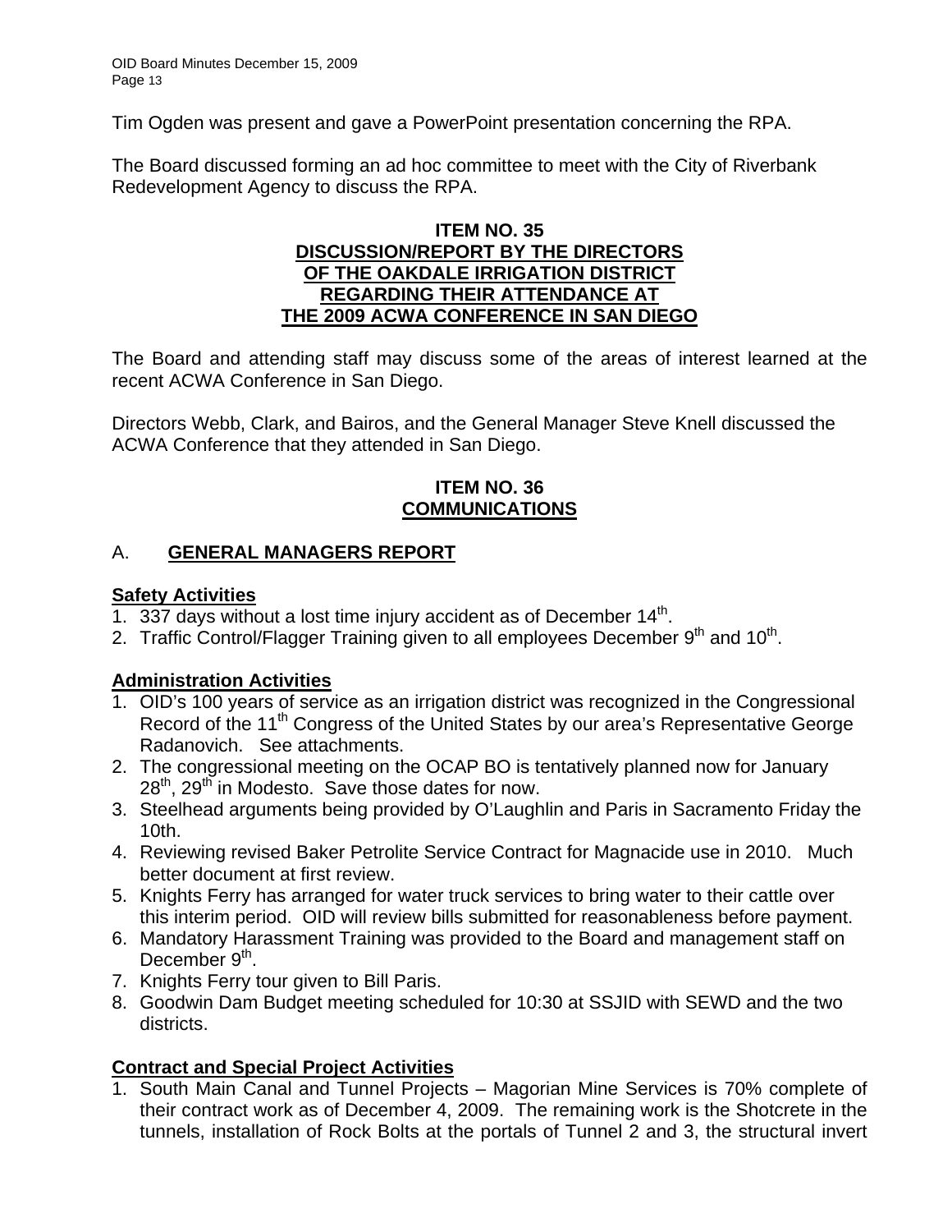Tim Ogden was present and gave a PowerPoint presentation concerning the RPA.

The Board discussed forming an ad hoc committee to meet with the City of Riverbank Redevelopment Agency to discuss the RPA.

## ITEM NO. 35
## DISCUSSION/REPORT BY THE DIRECTORS OF THE OAKDALE IRRIGATION DISTRICT REGARDING THEIR ATTENDANCE AT THE 2009 ACWA CONFERENCE IN SAN DIEGO

The Board and attending staff may discuss some of the areas of interest learned at the recent ACWA Conference in San Diego.

Directors Webb, Clark, and Bairos, and the General Manager Steve Knell discussed the ACWA Conference that they attended in San Diego.

## ITEM NO. 36
## COMMUNICATIONS

### A. GENERAL MANAGERS REPORT

**Safety Activities**

1. 337 days without a lost time injury accident as of December 14th.
2. Traffic Control/Flagger Training given to all employees December 9th and 10th.

**Administration Activities**

1. OID's 100 years of service as an irrigation district was recognized in the Congressional Record of the 11th Congress of the United States by our area's Representative George Radanovich. See attachments.
2. The congressional meeting on the OCAP BO is tentatively planned now for January 28th, 29th in Modesto. Save those dates for now.
3. Steelhead arguments being provided by O'Laughlin and Paris in Sacramento Friday the 10th.
4. Reviewing revised Baker Petrolite Service Contract for Magnacide use in 2010. Much better document at first review.
5. Knights Ferry has arranged for water truck services to bring water to their cattle over this interim period. OID will review bills submitted for reasonableness before payment.
6. Mandatory Harassment Training was provided to the Board and management staff on December 9th.
7. Knights Ferry tour given to Bill Paris.
8. Goodwin Dam Budget meeting scheduled for 10:30 at SSJID with SEWD and the two districts.

**Contract and Special Project Activities**

1. South Main Canal and Tunnel Projects – Magorian Mine Services is 70% complete of their contract work as of December 4, 2009. The remaining work is the Shotcrete in the tunnels, installation of Rock Bolts at the portals of Tunnel 2 and 3, the structural invert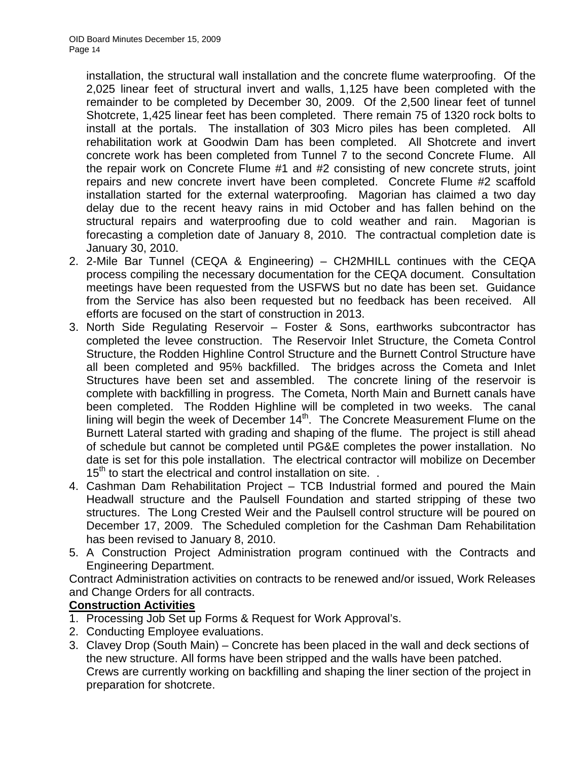installation, the structural wall installation and the concrete flume waterproofing. Of the 2,025 linear feet of structural invert and walls, 1,125 have been completed with the remainder to be completed by December 30, 2009. Of the 2,500 linear feet of tunnel Shotcrete, 1,425 linear feet has been completed. There remain 75 of 1320 rock bolts to install at the portals. The installation of 303 Micro piles has been completed. All rehabilitation work at Goodwin Dam has been completed. All Shotcrete and invert concrete work has been completed from Tunnel 7 to the second Concrete Flume. All the repair work on Concrete Flume #1 and #2 consisting of new concrete struts, joint repairs and new concrete invert have been completed. Concrete Flume #2 scaffold installation started for the external waterproofing. Magorian has claimed a two day delay due to the recent heavy rains in mid October and has fallen behind on the structural repairs and waterproofing due to cold weather and rain. Magorian is forecasting a completion date of January 8, 2010. The contractual completion date is January 30, 2010.

2. 2-Mile Bar Tunnel (CEQA & Engineering) – CH2MHILL continues with the CEQA process compiling the necessary documentation for the CEQA document. Consultation meetings have been requested from the USFWS but no date has been set. Guidance from the Service has also been requested but no feedback has been received. All efforts are focused on the start of construction in 2013.
3. North Side Regulating Reservoir – Foster & Sons, earthworks subcontractor has completed the levee construction. The Reservoir Inlet Structure, the Cometa Control Structure, the Rodden Highline Control Structure and the Burnett Control Structure have all been completed and 95% backfilled. The bridges across the Cometa and Inlet Structures have been set and assembled. The concrete lining of the reservoir is complete with backfilling in progress. The Cometa, North Main and Burnett canals have been completed. The Rodden Highline will be completed in two weeks. The canal lining will begin the week of December 14th. The Concrete Measurement Flume on the Burnett Lateral started with grading and shaping of the flume. The project is still ahead of schedule but cannot be completed until PG&E completes the power installation. No date is set for this pole installation. The electrical contractor will mobilize on December 15th to start the electrical and control installation on site. .
4. Cashman Dam Rehabilitation Project – TCB Industrial formed and poured the Main Headwall structure and the Paulsell Foundation and started stripping of these two structures. The Long Crested Weir and the Paulsell control structure will be poured on December 17, 2009. The Scheduled completion for the Cashman Dam Rehabilitation has been revised to January 8, 2010.
5. A Construction Project Administration program continued with the Contracts and Engineering Department.

Contract Administration activities on contracts to be renewed and/or issued, Work Releases and Change Orders for all contracts.

**Construction Activities**

1. Processing Job Set up Forms & Request for Work Approval's.
2. Conducting Employee evaluations.
3. Clavey Drop (South Main) – Concrete has been placed in the wall and deck sections of the new structure. All forms have been stripped and the walls have been patched. Crews are currently working on backfilling and shaping the liner section of the project in preparation for shotcrete.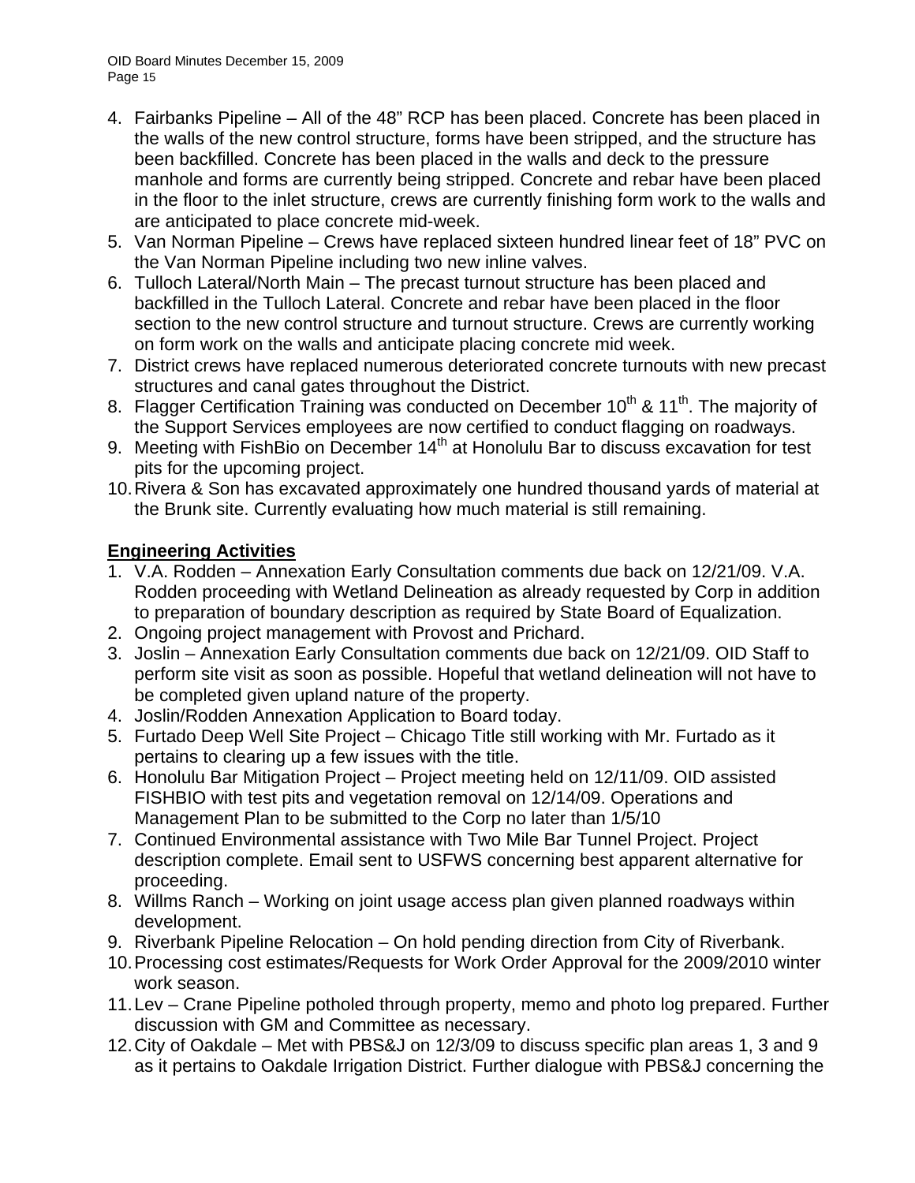4. Fairbanks Pipeline – All of the 48" RCP has been placed. Concrete has been placed in the walls of the new control structure, forms have been stripped, and the structure has been backfilled. Concrete has been placed in the walls and deck to the pressure manhole and forms are currently being stripped. Concrete and rebar have been placed in the floor to the inlet structure, crews are currently finishing form work to the walls and are anticipated to place concrete mid-week.
5. Van Norman Pipeline – Crews have replaced sixteen hundred linear feet of 18" PVC on the Van Norman Pipeline including two new inline valves.
6. Tulloch Lateral/North Main – The precast turnout structure has been placed and backfilled in the Tulloch Lateral. Concrete and rebar have been placed in the floor section to the new control structure and turnout structure. Crews are currently working on form work on the walls and anticipate placing concrete mid week.
7. District crews have replaced numerous deteriorated concrete turnouts with new precast structures and canal gates throughout the District.
8. Flagger Certification Training was conducted on December 10th & 11th. The majority of the Support Services employees are now certified to conduct flagging on roadways.
9. Meeting with FishBio on December 14th at Honolulu Bar to discuss excavation for test pits for the upcoming project.
10. Rivera & Son has excavated approximately one hundred thousand yards of material at the Brunk site. Currently evaluating how much material is still remaining.

**Engineering Activities**

1. V.A. Rodden – Annexation Early Consultation comments due back on 12/21/09. V.A. Rodden proceeding with Wetland Delineation as already requested by Corp in addition to preparation of boundary description as required by State Board of Equalization.
2. Ongoing project management with Provost and Prichard.
3. Joslin – Annexation Early Consultation comments due back on 12/21/09. OID Staff to perform site visit as soon as possible. Hopeful that wetland delineation will not have to be completed given upland nature of the property.
4. Joslin/Rodden Annexation Application to Board today.
5. Furtado Deep Well Site Project – Chicago Title still working with Mr. Furtado as it pertains to clearing up a few issues with the title.
6. Honolulu Bar Mitigation Project – Project meeting held on 12/11/09. OID assisted FISHBIO with test pits and vegetation removal on 12/14/09. Operations and Management Plan to be submitted to the Corp no later than 1/5/10
7. Continued Environmental assistance with Two Mile Bar Tunnel Project. Project description complete. Email sent to USFWS concerning best apparent alternative for proceeding.
8. Willms Ranch – Working on joint usage access plan given planned roadways within development.
9. Riverbank Pipeline Relocation – On hold pending direction from City of Riverbank.
10. Processing cost estimates/Requests for Work Order Approval for the 2009/2010 winter work season.
11. Lev – Crane Pipeline potholed through property, memo and photo log prepared. Further discussion with GM and Committee as necessary.
12. City of Oakdale – Met with PBS&J on 12/3/09 to discuss specific plan areas 1, 3 and 9 as it pertains to Oakdale Irrigation District. Further dialogue with PBS&J concerning the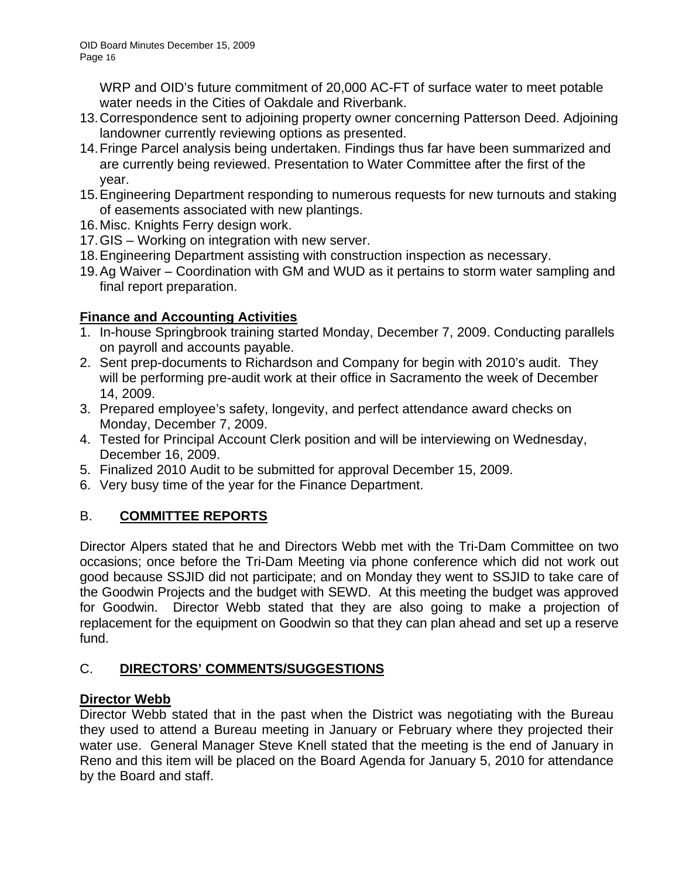WRP and OID's future commitment of 20,000 AC-FT of surface water to meet potable water needs in the Cities of Oakdale and Riverbank.

13. Correspondence sent to adjoining property owner concerning Patterson Deed. Adjoining landowner currently reviewing options as presented.
14. Fringe Parcel analysis being undertaken. Findings thus far have been summarized and are currently being reviewed. Presentation to Water Committee after the first of the year.
15. Engineering Department responding to numerous requests for new turnouts and staking of easements associated with new plantings.
16. Misc. Knights Ferry design work.
17. GIS – Working on integration with new server.
18. Engineering Department assisting with construction inspection as necessary.
19. Ag Waiver – Coordination with GM and WUD as it pertains to storm water sampling and final report preparation.

**Finance and Accounting Activities**

1. In-house Springbrook training started Monday, December 7, 2009. Conducting parallels on payroll and accounts payable.
2. Sent prep-documents to Richardson and Company for begin with 2010's audit. They will be performing pre-audit work at their office in Sacramento the week of December 14, 2009.
3. Prepared employee's safety, longevity, and perfect attendance award checks on Monday, December 7, 2009.
4. Tested for Principal Account Clerk position and will be interviewing on Wednesday, December 16, 2009.
5. Finalized 2010 Audit to be submitted for approval December 15, 2009.
6. Very busy time of the year for the Finance Department.

## B. **COMMITTEE REPORTS**

Director Alpers stated that he and Directors Webb met with the Tri-Dam Committee on two occasions; once before the Tri-Dam Meeting via phone conference which did not work out good because SSJID did not participate; and on Monday they went to SSJID to take care of the Goodwin Projects and the budget with SEWD. At this meeting the budget was approved for Goodwin. Director Webb stated that they are also going to make a projection of replacement for the equipment on Goodwin so that they can plan ahead and set up a reserve fund.

## C. **DIRECTORS' COMMENTS/SUGGESTIONS**

**Director Webb**

Director Webb stated that in the past when the District was negotiating with the Bureau they used to attend a Bureau meeting in January or February where they projected their water use. General Manager Steve Knell stated that the meeting is the end of January in Reno and this item will be placed on the Board Agenda for January 5, 2010 for attendance by the Board and staff.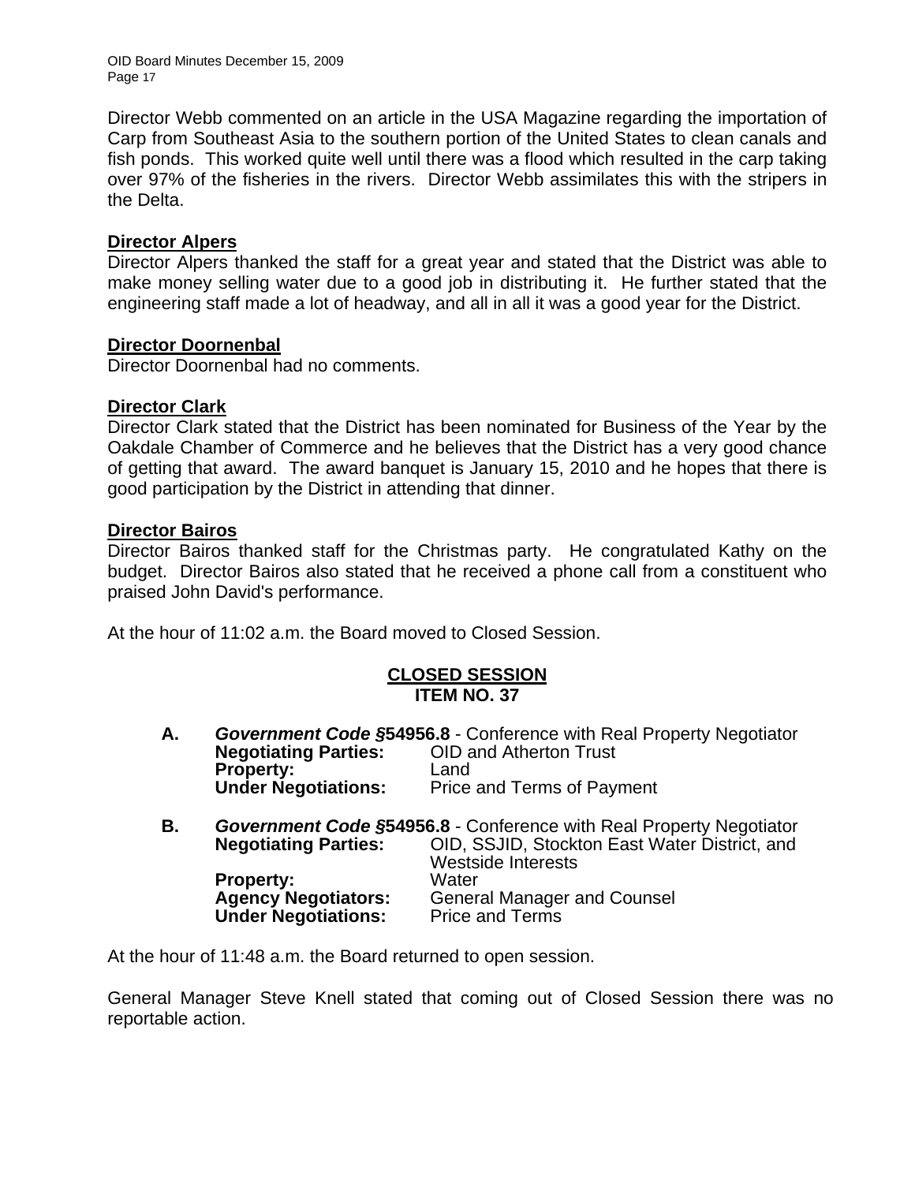Director Webb commented on an article in the USA Magazine regarding the importation of Carp from Southeast Asia to the southern portion of the United States to clean canals and fish ponds. This worked quite well until there was a flood which resulted in the carp taking over 97% of the fisheries in the rivers. Director Webb assimilates this with the stripers in the Delta.

**Director Alpers**

Director Alpers thanked the staff for a great year and stated that the District was able to make money selling water due to a good job in distributing it. He further stated that the engineering staff made a lot of headway, and all in all it was a good year for the District.

**Director Doornenbal**

Director Doornenbal had no comments.

**Director Clark**

Director Clark stated that the District has been nominated for Business of the Year by the Oakdale Chamber of Commerce and he believes that the District has a very good chance of getting that award. The award banquet is January 15, 2010 and he hopes that there is good participation by the District in attending that dinner.

**Director Bairos**

Director Bairos thanked staff for the Christmas party. He congratulated Kathy on the budget. Director Bairos also stated that he received a phone call from a constituent who praised John David's performance.

At the hour of 11:02 a.m. the Board moved to Closed Session.

**CLOSED SESSION**
**ITEM NO. 37**

**A.** ***Government Code §*****54956.8** - Conference with Real Property Negotiator
**Negotiating Parties:** OID and Atherton Trust
**Property:** Land
**Under Negotiations:** Price and Terms of Payment

**B.** ***Government Code §*****54956.8** - Conference with Real Property Negotiator
**Negotiating Parties:** OID, SSJID, Stockton East Water District, and Westside Interests
**Property:** Water
**Agency Negotiators:** General Manager and Counsel
**Under Negotiations:** Price and Terms

At the hour of 11:48 a.m. the Board returned to open session.

General Manager Steve Knell stated that coming out of Closed Session there was no reportable action.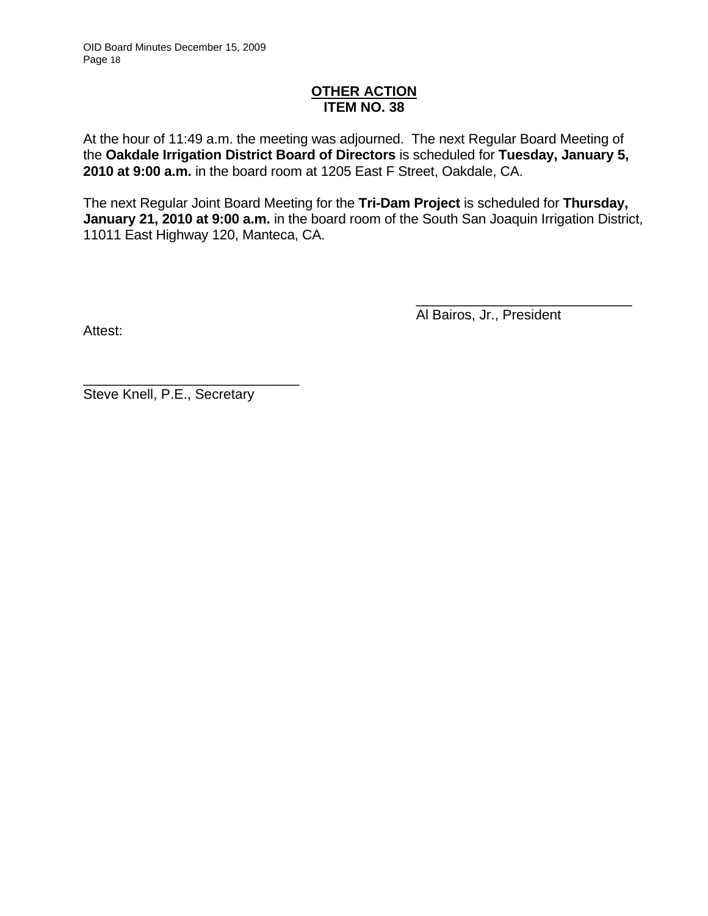**OTHER ACTION**
**ITEM NO. 38**

At the hour of 11:49 a.m. the meeting was adjourned. The next Regular Board Meeting of the **Oakdale Irrigation District Board of Directors** is scheduled for **Tuesday, January 5, 2010 at 9:00 a.m.** in the board room at 1205 East F Street, Oakdale, CA.

The next Regular Joint Board Meeting for the **Tri-Dam Project** is scheduled for **Thursday, January 21, 2010 at 9:00 a.m.** in the board room of the South San Joaquin Irrigation District, 11011 East Highway 120, Manteca, CA.

____________________________
Al Bairos, Jr., President

Attest:

____________________________
Steve Knell, P.E., Secretary